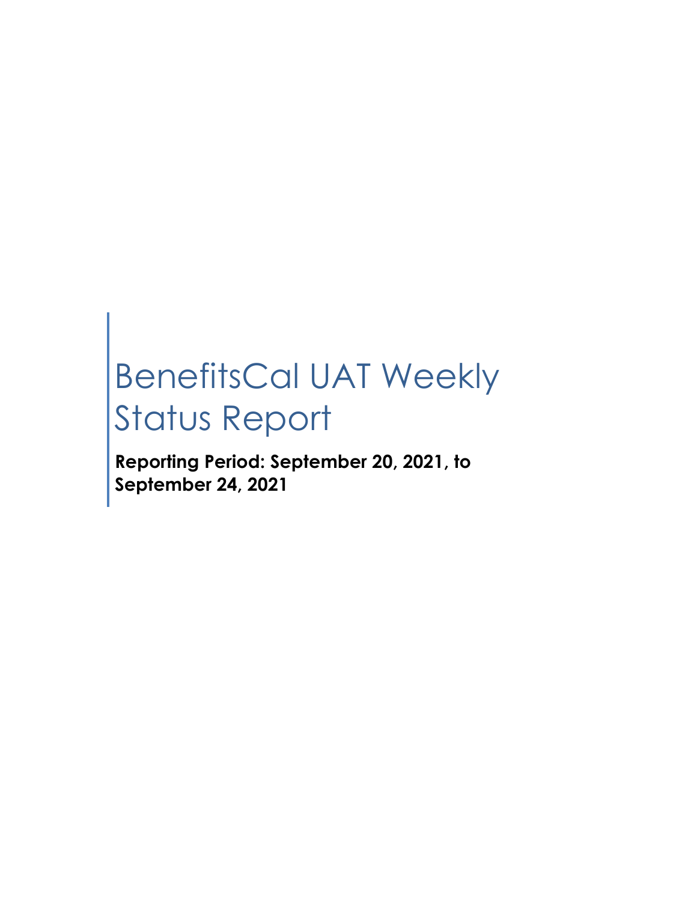# BenefitsCal UAT Weekly Status Report

**Reporting Period: September 20, 2021, to September 24, 2021**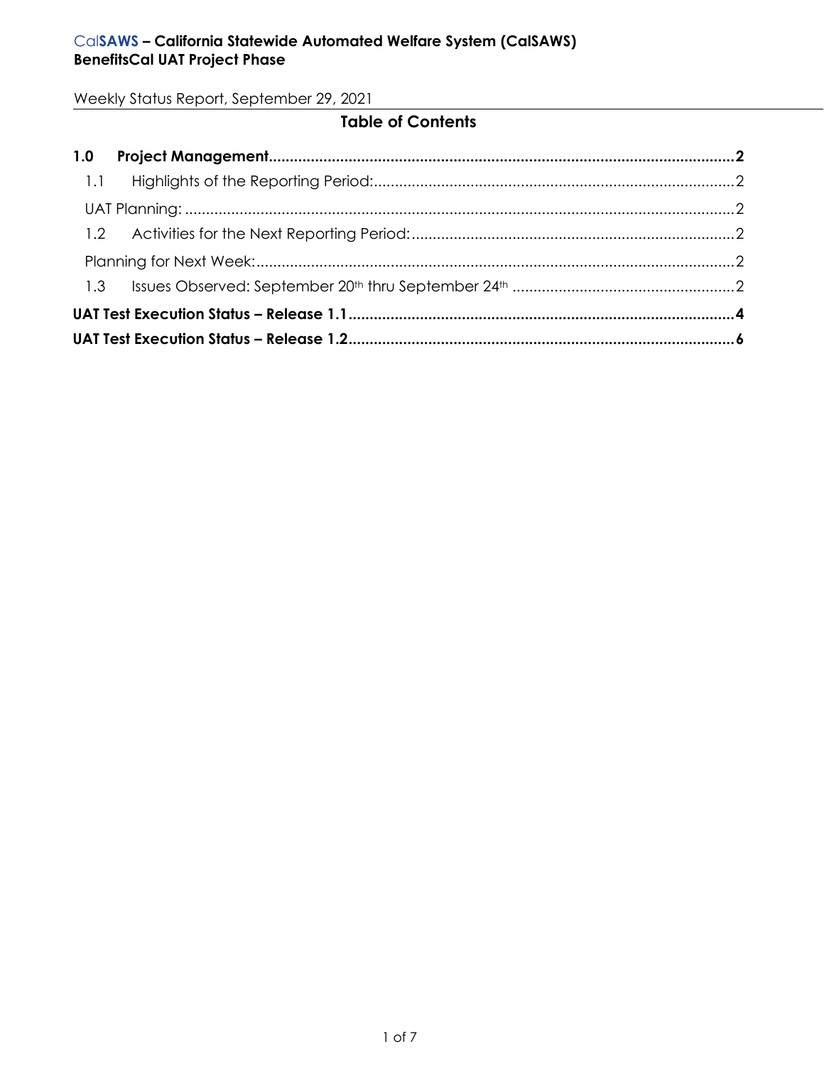# Table of Contents

| | | |
|---|---|---|
| **1.0** | **Project Management** | **2** |
| 1.1 | Highlights of the Reporting Period: | 2 |
| | UAT Planning: | 2 |
| 1.2 | Activities for the Next Reporting Period: | 2 |
| | Planning for Next Week: | 2 |
| 1.3 | Issues Observed: September 20th thru September 24th | 2 |
| **UAT Test Execution Status – Release 1.1** | | **4** |
| **UAT Test Execution Status – Release 1.2** | | **6** |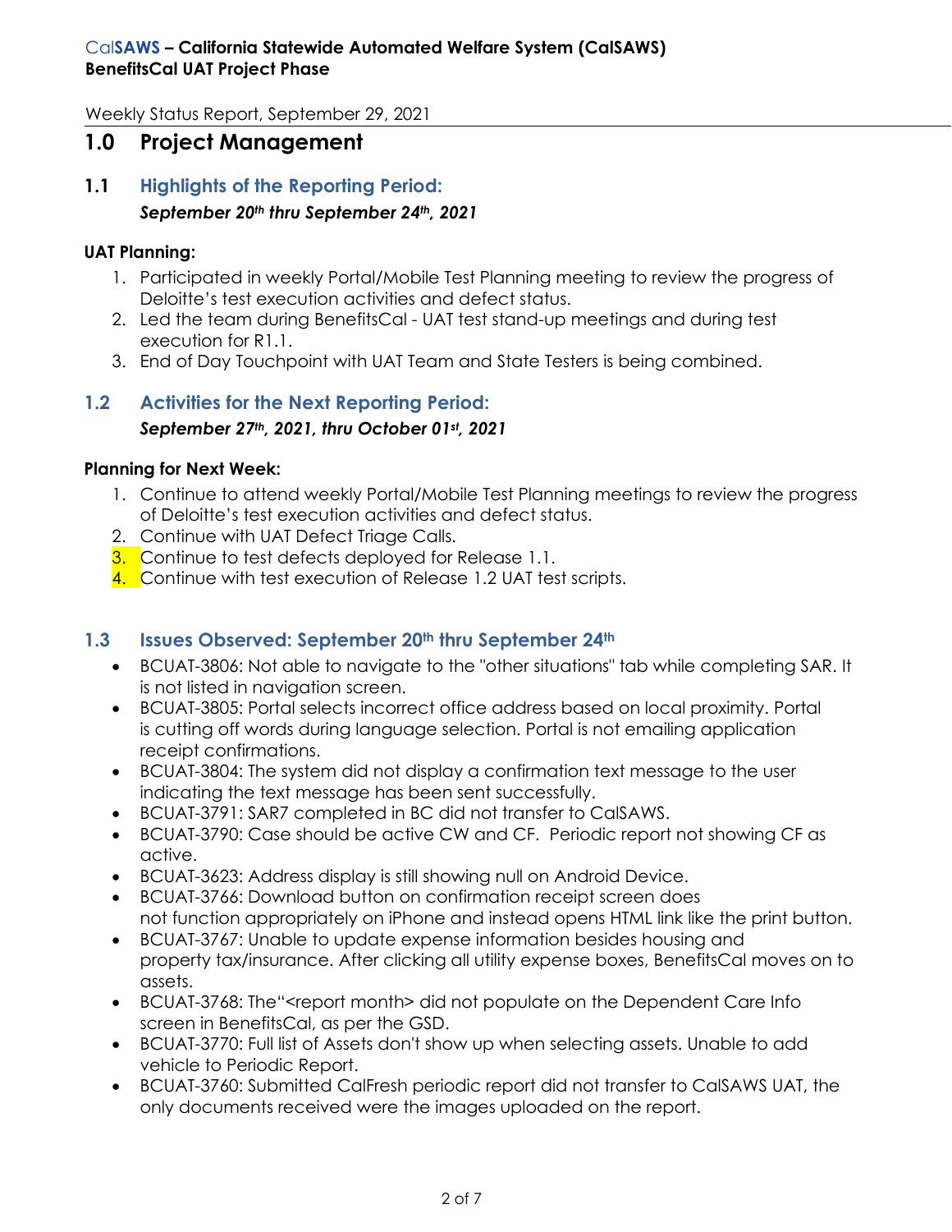Weekly Status Report, September 29, 2021

# 1.0 Project Management

## 1.1 Highlights of the Reporting Period:

***September 20th thru September 24th, 2021***

**UAT Planning:**

1. Participated in weekly Portal/Mobile Test Planning meeting to review the progress of Deloitte's test execution activities and defect status.
2. Led the team during BenefitsCal - UAT test stand-up meetings and during test execution for R1.1.
3. End of Day Touchpoint with UAT Team and State Testers is being combined.

## 1.2 Activities for the Next Reporting Period:

***September 27th, 2021, thru October 01st, 2021***

**Planning for Next Week:**

1. Continue to attend weekly Portal/Mobile Test Planning meetings to review the progress of Deloitte's test execution activities and defect status.
2. Continue with UAT Defect Triage Calls.
3. Continue to test defects deployed for Release 1.1.
4. Continue with test execution of Release 1.2 UAT test scripts.

## 1.3 Issues Observed: September 20th thru September 24th

- BCUAT-3806: Not able to navigate to the "other situations" tab while completing SAR. It is not listed in navigation screen.
- BCUAT-3805: Portal selects incorrect office address based on local proximity. Portal is cutting off words during language selection. Portal is not emailing application receipt confirmations.
- BCUAT-3804: The system did not display a confirmation text message to the user indicating the text message has been sent successfully.
- BCUAT-3791: SAR7 completed in BC did not transfer to CalSAWS.
- BCUAT-3790: Case should be active CW and CF. Periodic report not showing CF as active.
- BCUAT-3623: Address display is still showing null on Android Device.
- BCUAT-3766: Download button on confirmation receipt screen does not function appropriately on iPhone and instead opens HTML link like the print button.
- BCUAT-3767: Unable to update expense information besides housing and property tax/insurance. After clicking all utility expense boxes, BenefitsCal moves on to assets.
- BCUAT-3768: The"<report month> did not populate on the Dependent Care Info screen in BenefitsCal, as per the GSD.
- BCUAT-3770: Full list of Assets don't show up when selecting assets. Unable to add vehicle to Periodic Report.
- BCUAT-3760: Submitted CalFresh periodic report did not transfer to CalSAWS UAT, the only documents received were the images uploaded on the report.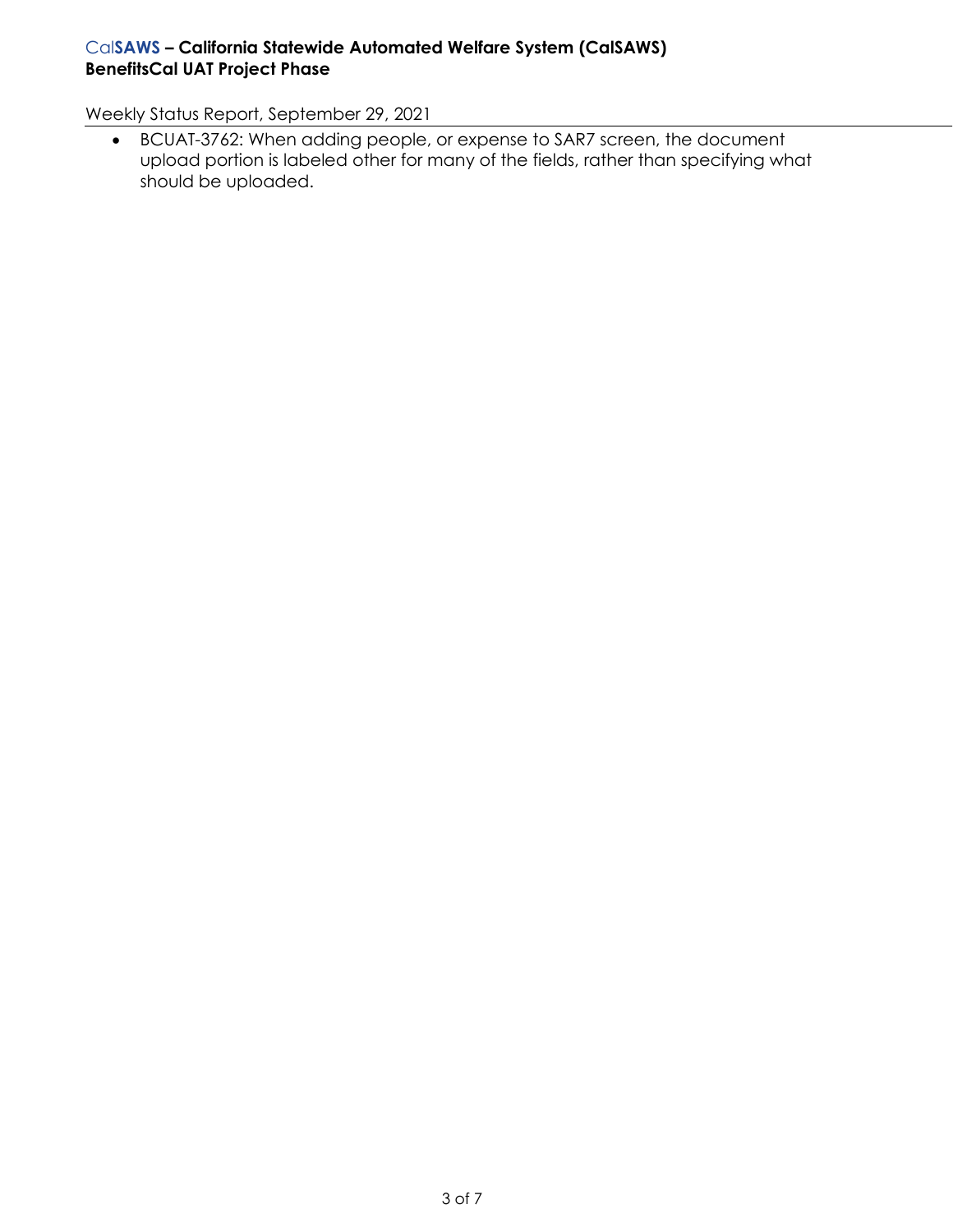- BCUAT-3762: When adding people, or expense to SAR7 screen, the document upload portion is labeled other for many of the fields, rather than specifying what should be uploaded.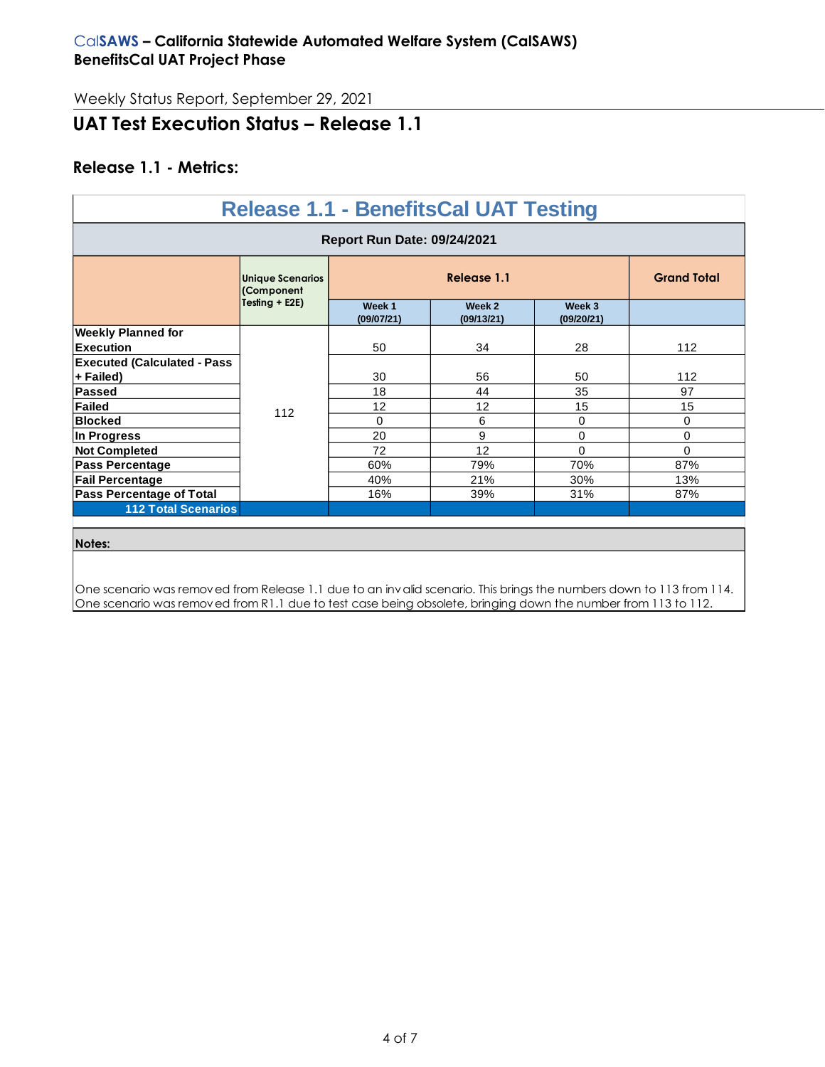CalSAWS – California Statewide Automated Welfare System (CalSAWS)
BenefitsCal UAT Project Phase

Weekly Status Report, September 29, 2021

## UAT Test Execution Status – Release 1.1

### Release 1.1 - Metrics:

**Release 1.1 - BenefitsCal UAT Testing**

**Report Run Date: 09/24/2021**

| | Unique Scenarios (Component Testing + E2E) | Release 1.1 | | | Grand Total |
|---|---|---|---|---|---|
| | | Week 1 (09/07/21) | Week 2 (09/13/21) | Week 3 (09/20/21) | |
| Weekly Planned for Execution | 112 | 50 | 34 | 28 | 112 |
| Executed (Calculated - Pass + Failed) | | 30 | 56 | 50 | 112 |
| Passed | | 18 | 44 | 35 | 97 |
| Failed | | 12 | 12 | 15 | 15 |
| Blocked | | 0 | 6 | 0 | 0 |
| In Progress | | 20 | 9 | 0 | 0 |
| Not Completed | | 72 | 12 | 0 | 0 |
| Pass Percentage | | 60% | 79% | 70% | 87% |
| Fail Percentage | | 40% | 21% | 30% | 13% |
| Pass Percentage of Total | | 16% | 39% | 31% | 87% |
| 112 Total Scenarios | | | | | |

**Notes:**

One scenario was removed from Release 1.1 due to an invalid scenario. This brings the numbers down to 113 from 114.
One scenario was removed from R1.1 due to test case being obsolete, bringing down the number from 113 to 112.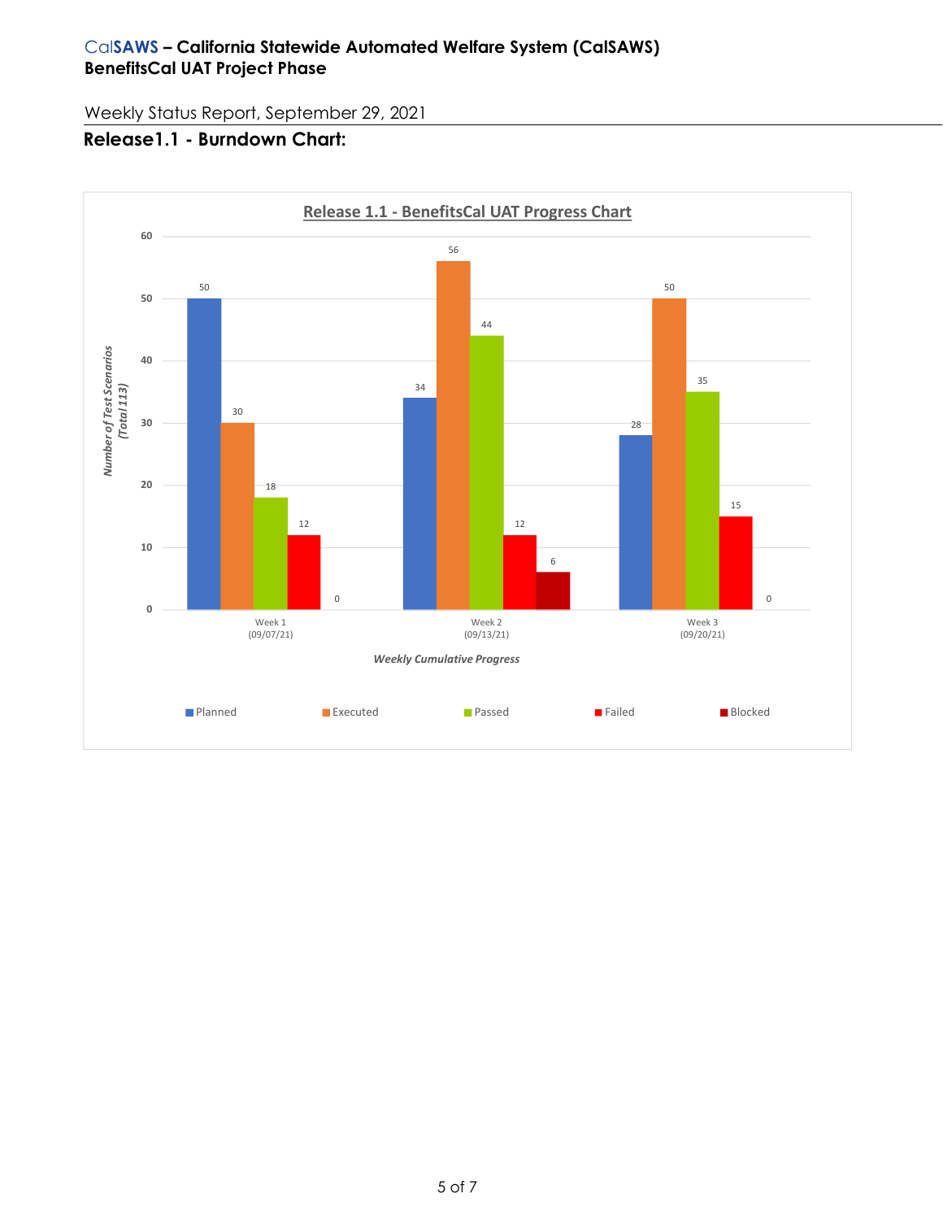Weekly Status Report, September 29, 2021

## Release1.1 - Burndown Chart:

**Release 1.1 - BenefitsCal UAT Progress Chart**

| Weekly Cumulative Progress | Planned | Executed | Passed | Failed | Blocked |
|---|---|---|---|---|---|
| Week 1 (09/07/21) | 50 | 30 | 18 | 12 | 0 |
| Week 2 (09/13/21) | 34 | 56 | 44 | 12 | 6 |
| Week 3 (09/20/21) | 28 | 50 | 35 | 15 | 0 |

*Number of Test Scenarios (Total 113)*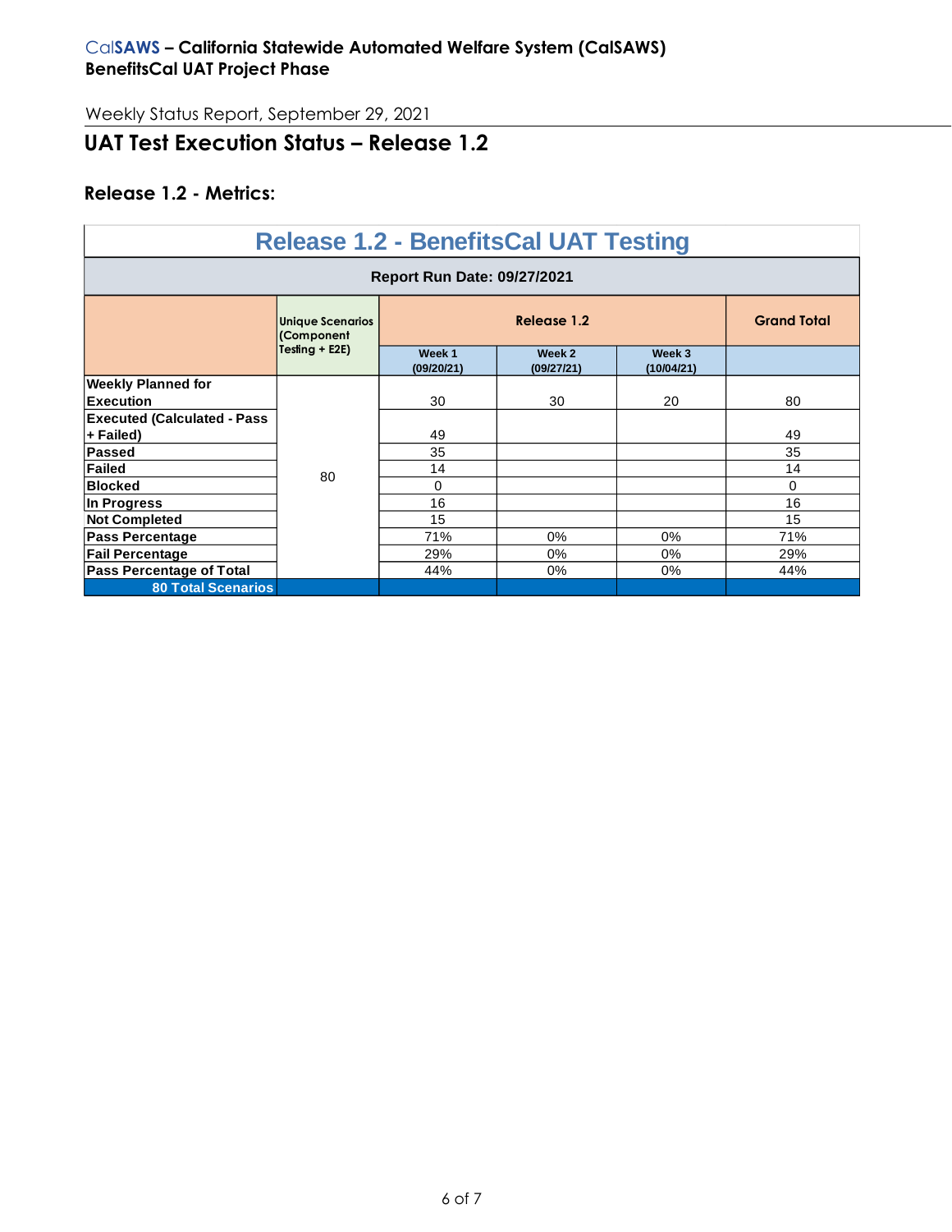Weekly Status Report, September 29, 2021

## UAT Test Execution Status – Release 1.2

### Release 1.2 - Metrics:

| Release 1.2 - BenefitsCal UAT Testing | | | | | |
|---|---|---|---|---|---|
| **Report Run Date: 09/27/2021** | | | | | |
| | **Unique Scenarios (Component Testing + E2E)** | **Release 1.2** | | | **Grand Total** |
| | | **Week 1 (09/20/21)** | **Week 2 (09/27/21)** | **Week 3 (10/04/21)** | |
| **Weekly Planned for Execution** | 80 | 30 | 30 | 20 | 80 |
| **Executed (Calculated - Pass + Failed)** | | 49 | | | 49 |
| **Passed** | | 35 | | | 35 |
| **Failed** | | 14 | | | 14 |
| **Blocked** | | 0 | | | 0 |
| **In Progress** | | 16 | | | 16 |
| **Not Completed** | | 15 | | | 15 |
| **Pass Percentage** | | 71% | 0% | 0% | 71% |
| **Fail Percentage** | | 29% | 0% | 0% | 29% |
| **Pass Percentage of Total** | | 44% | 0% | 0% | 44% |
| **80 Total Scenarios** | | | | | |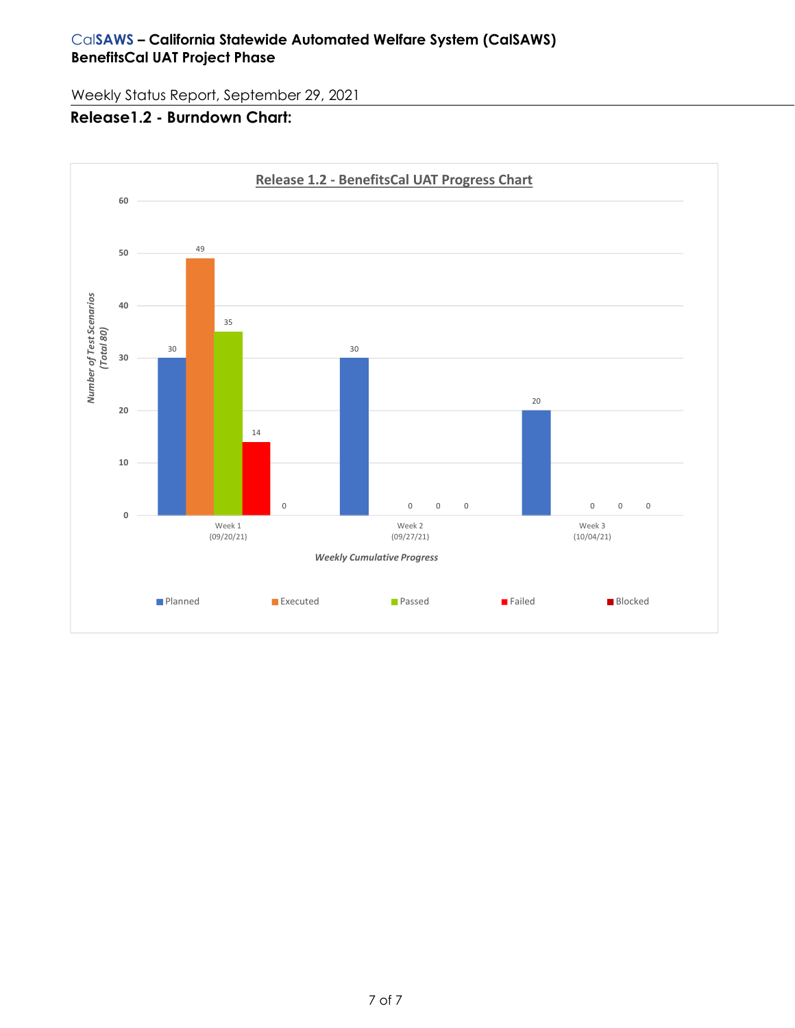Weekly Status Report, September 29, 2021

## Release1.2 - Burndown Chart:

Release 1.2 - BenefitsCal UAT Progress Chart

Number of Test Scenarios (Total 80)

60
50
40
30
20
10
0

49
35
30
14
0
30
0 0 0
20
0 0 0

Week 1 (09/20/21)
Week 2 (09/27/21)
Week 3 (10/04/21)

*Weekly Cumulative Progress*

Planned
Executed
Passed
Failed
Blocked